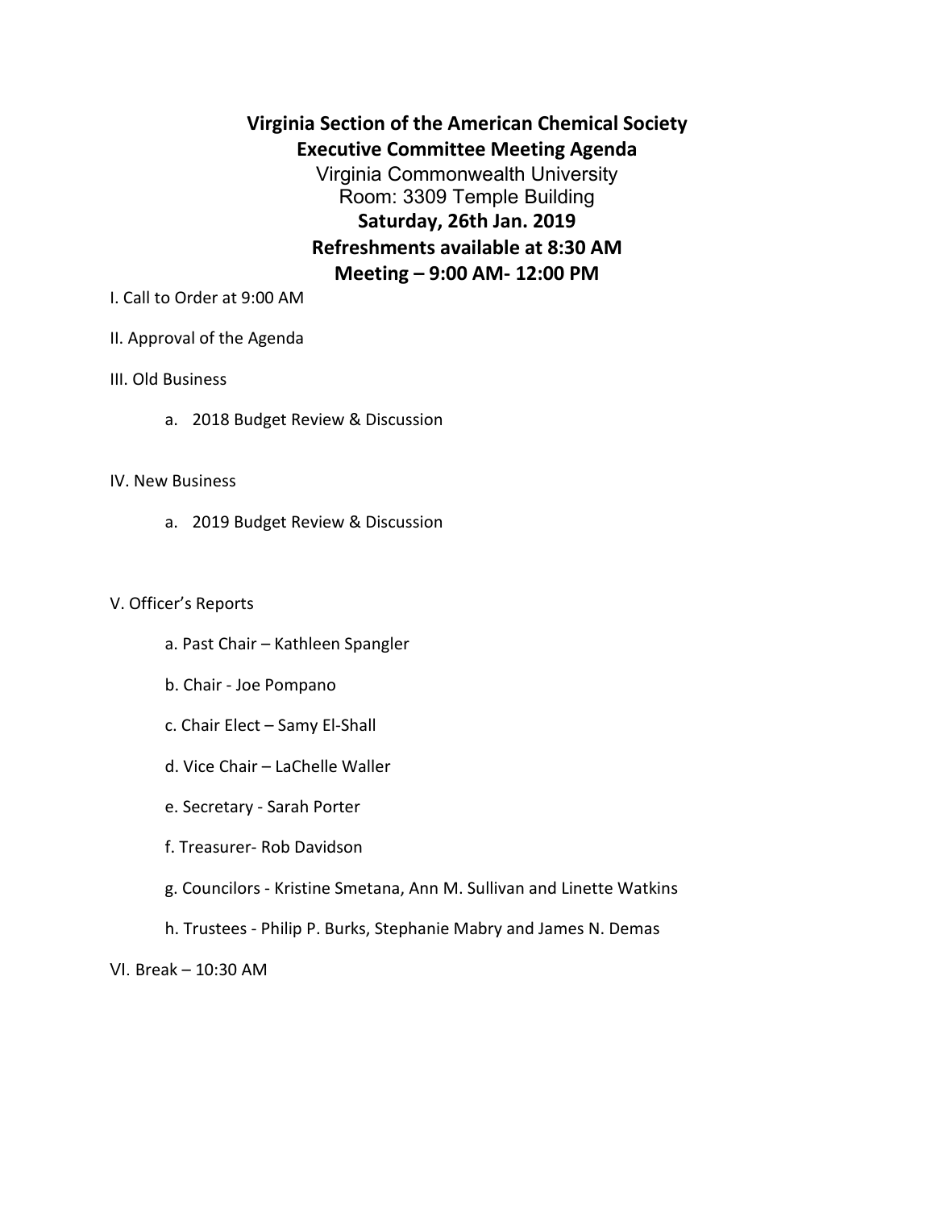# Virginia Section of the American Chemical Society

## Executive Committee Meeting Agenda

Virginia Commonwealth University
Room: 3309 Temple Building

**Saturday, 26th Jan. 2019**

**Refreshments available at 8:30 AM**

**Meeting – 9:00 AM- 12:00 PM**

I. Call to Order at 9:00 AM

II. Approval of the Agenda

III. Old Business

- a. 2018 Budget Review & Discussion

IV. New Business

- a. 2019 Budget Review & Discussion

V. Officer's Reports

- a. Past Chair – Kathleen Spangler
- b. Chair - Joe Pompano
- c. Chair Elect – Samy El-Shall
- d. Vice Chair – LaChelle Waller
- e. Secretary - Sarah Porter
- f. Treasurer- Rob Davidson
- g. Councilors - Kristine Smetana, Ann M. Sullivan and Linette Watkins
- h. Trustees - Philip P. Burks, Stephanie Mabry and James N. Demas

VI. Break – 10:30 AM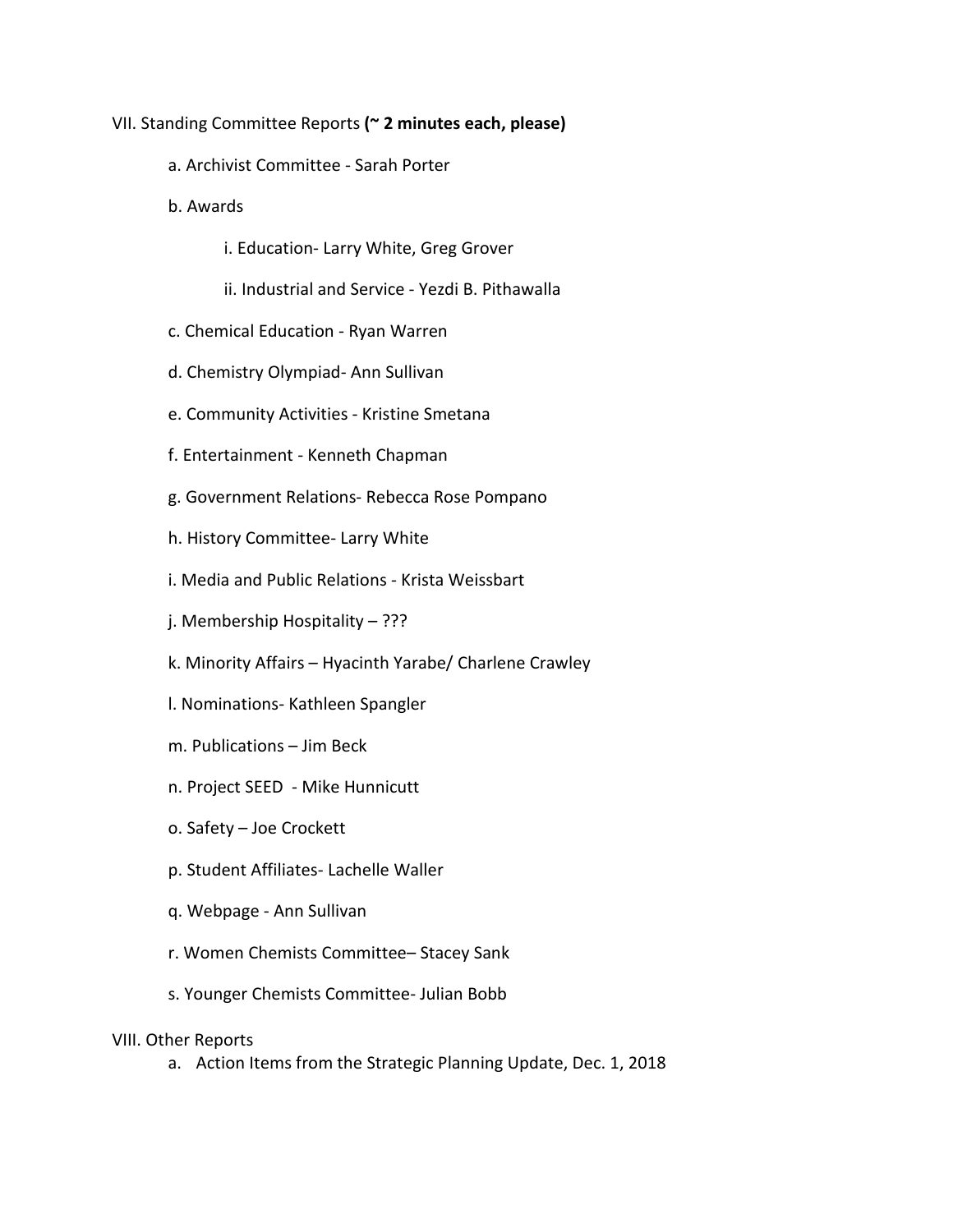VII. Standing Committee Reports **(~ 2 minutes each, please)**

a. Archivist Committee - Sarah Porter

b. Awards

i. Education- Larry White, Greg Grover

ii. Industrial and Service - Yezdi B. Pithawalla

c. Chemical Education - Ryan Warren

d. Chemistry Olympiad- Ann Sullivan

e. Community Activities - Kristine Smetana

f. Entertainment - Kenneth Chapman

g. Government Relations- Rebecca Rose Pompano

h. History Committee- Larry White

i. Media and Public Relations - Krista Weissbart

j. Membership Hospitality – ???

k. Minority Affairs – Hyacinth Yarabe/ Charlene Crawley

l. Nominations- Kathleen Spangler

m. Publications – Jim Beck

n. Project SEED - Mike Hunnicutt

o. Safety – Joe Crockett

p. Student Affiliates- Lachelle Waller

q. Webpage - Ann Sullivan

r. Women Chemists Committee– Stacey Sank

s. Younger Chemists Committee- Julian Bobb

VIII. Other Reports

a. Action Items from the Strategic Planning Update, Dec. 1, 2018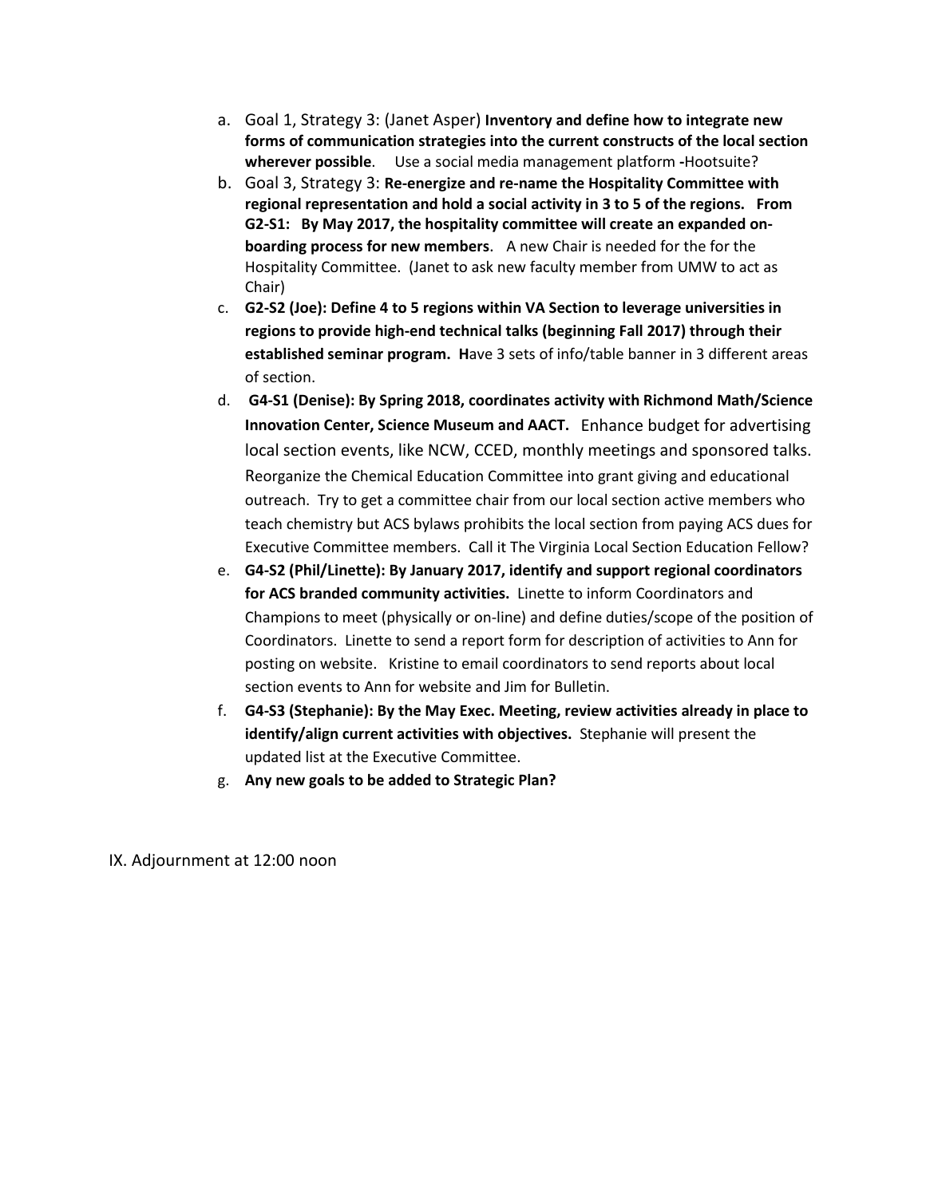a. Goal 1, Strategy 3: (Janet Asper) **Inventory and define how to integrate new forms of communication strategies into the current constructs of the local section wherever possible**. Use a social media management platform **-**Hootsuite?

b. Goal 3, Strategy 3: **Re-energize and re-name the Hospitality Committee with regional representation and hold a social activity in 3 to 5 of the regions. From G2-S1: By May 2017, the hospitality committee will create an expanded on-boarding process for new members**. A new Chair is needed for the for the Hospitality Committee. (Janet to ask new faculty member from UMW to act as Chair)

c. **G2-S2 (Joe): Define 4 to 5 regions within VA Section to leverage universities in regions to provide high-end technical talks (beginning Fall 2017) through their established seminar program. H**ave 3 sets of info/table banner in 3 different areas of section.

d. **G4-S1 (Denise): By Spring 2018, coordinates activity with Richmond Math/Science Innovation Center, Science Museum and AACT.** Enhance budget for advertising local section events, like NCW, CCED, monthly meetings and sponsored talks. Reorganize the Chemical Education Committee into grant giving and educational outreach. Try to get a committee chair from our local section active members who teach chemistry but ACS bylaws prohibits the local section from paying ACS dues for Executive Committee members. Call it The Virginia Local Section Education Fellow?

e. **G4-S2 (Phil/Linette): By January 2017, identify and support regional coordinators for ACS branded community activities.** Linette to inform Coordinators and Champions to meet (physically or on-line) and define duties/scope of the position of Coordinators. Linette to send a report form for description of activities to Ann for posting on website. Kristine to email coordinators to send reports about local section events to Ann for website and Jim for Bulletin.

f. **G4-S3 (Stephanie): By the May Exec. Meeting, review activities already in place to identify/align current activities with objectives.** Stephanie will present the updated list at the Executive Committee.

g. **Any new goals to be added to Strategic Plan?**

IX. Adjournment at 12:00 noon